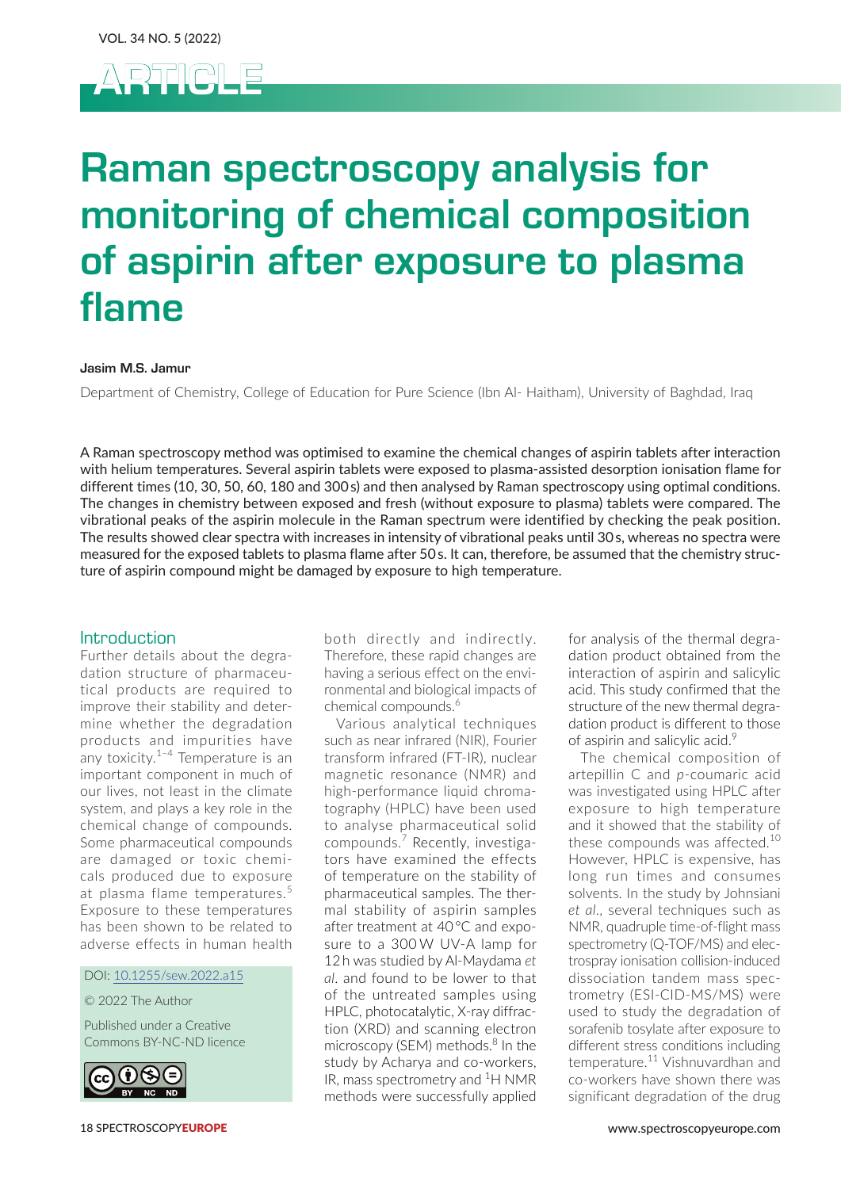# ARTICLE

# Raman spectroscopy analysis for monitoring of chemical composition of aspirin after exposure to plasma flame

**Jasim M.S. Jamur**

Department of Chemistry, College of Education for Pure Science (Ibn Al- Haitham), University of Baghdad, Iraq

A Raman spectroscopy method was optimised to examine the chemical changes of aspirin tablets after interaction with helium temperatures. Several aspirin tablets were exposed to plasma-assisted desorption ionisation flame for different times (10, 30, 50, 60, 180 and 300 s) and then analysed by Raman spectroscopy using optimal conditions. The changes in chemistry between exposed and fresh (without exposure to plasma) tablets were compared. The vibrational peaks of the aspirin molecule in the Raman spectrum were identified by checking the peak position. The results showed clear spectra with increases in intensity of vibrational peaks until 30 s, whereas no spectra were measured for the exposed tablets to plasma flame after 50 s. It can, therefore, be assumed that the chemistry structure of aspirin compound might be damaged by exposure to high temperature.

## Introduction

Further details about the degradation structure of pharmaceutical products are required to improve their stability and determine whether the degradation products and impurities have any toxicity.[1–4] Temperature is an important component in much of our lives, not least in the climate system, and plays a key role in the chemical change of compounds. Some pharmaceutical compounds are damaged or toxic chemicals produced due to exposure at plasma flame temperatures.[5] Exposure to these temperatures has been shown to be related to adverse effects in human health both directly and indirectly. Therefore, these rapid changes are having a serious effect on the environmental and biological impacts of chemical compounds.[6]

Various analytical techniques such as near infrared (NIR), Fourier transform infrared (FT-IR), nuclear magnetic resonance (NMR) and high-performance liquid chromatography (HPLC) have been used to analyse pharmaceutical solid compounds.[7] Recently, investigators have examined the effects of temperature on the stability of pharmaceutical samples. The thermal stability of aspirin samples after treatment at 40 °C and exposure to a 300 W UV-A lamp for 12 h was studied by Al-Maydama *et al*. and found to be lower to that of the untreated samples using HPLC, photocatalytic, X-ray diffraction (XRD) and scanning electron microscopy (SEM) methods.[8] In the study by Acharya and co-workers, IR, mass spectrometry and $^{1}$H NMR methods were successfully applied for analysis of the thermal degradation product obtained from the interaction of aspirin and salicylic acid. This study confirmed that the structure of the new thermal degradation product is different to those of aspirin and salicylic acid.[9]

The chemical composition of artepillin C and *p*-coumaric acid was investigated using HPLC after exposure to high temperature and it showed that the stability of these compounds was affected.[10] However, HPLC is expensive, has long run times and consumes solvents. In the study by Johnsiani *et al*., several techniques such as NMR, quadruple time-of-flight mass spectrometry (Q-TOF/MS) and electrospray ionisation collision-induced dissociation tandem mass spectrometry (ESI-CID-MS/MS) were used to study the degradation of sorafenib tosylate after exposure to different stress conditions including temperature.[11] Vishnuvardhan and co-workers have shown there was significant degradation of the drug

DOI: 10.1255/sew.2022.a15

© 2022 The Author

Published under a Creative Commons BY-NC-ND licence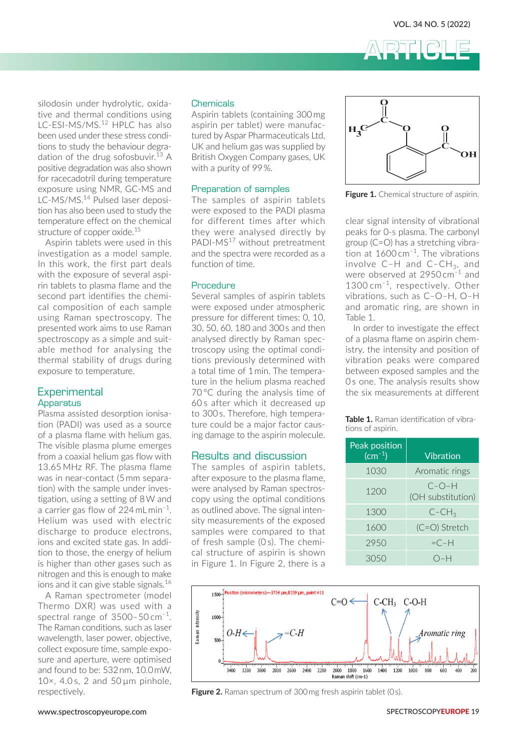silodosin under hydrolytic, oxidative and thermal conditions using LC-ESI-MS/MS.[12] HPLC has also been used under these stress conditions to study the behaviour degradation of the drug sofosbuvir.[13] A positive degradation was also shown for racecadotril during temperature exposure using NMR, GC-MS and LC-MS/MS.[14] Pulsed laser deposition has also been used to study the temperature effect on the chemical structure of copper oxide.[15]

Aspirin tablets were used in this investigation as a model sample. In this work, the first part deals with the exposure of several aspirin tablets to plasma flame and the second part identifies the chemical composition of each sample using Raman spectroscopy. The presented work aims to use Raman spectroscopy as a simple and suitable method for analysing the thermal stability of drugs during exposure to temperature.

## Experimental

### Apparatus

Plasma assisted desorption ionisation (PADI) was used as a source of a plasma flame with helium gas. The visible plasma plume emerges from a coaxial helium gas flow with 13.65 MHz RF. The plasma flame was in near-contact (5 mm separation) with the sample under investigation, using a setting of 8 W and a carrier gas flow of 224 mL min$^{-1}$. Helium was used with electric discharge to produce electrons, ions and excited state gas. In addition to those, the energy of helium is higher than other gases such as nitrogen and this is enough to make ions and it can give stable signals.[16]

A Raman spectrometer (model Thermo DXR) was used with a spectral range of 3500–50 cm$^{-1}$. The Raman conditions, such as laser wavelength, laser power, objective, collect exposure time, sample exposure and aperture, were optimised and found to be: 532 nm, 10.0 mW, 10×, 4.0 s, 2 and 50 µm pinhole, respectively.

### Chemicals

Aspirin tablets (containing 300 mg aspirin per tablet) were manufactured by Aspar Pharmaceuticals Ltd, UK and helium gas was supplied by British Oxygen Company gases, UK with a purity of 99 %.

### Preparation of samples

The samples of aspirin tablets were exposed to the PADI plasma for different times after which they were analysed directly by PADI-MS[17] without pretreatment and the spectra were recorded as a function of time.

### Procedure

Several samples of aspirin tablets were exposed under atmospheric pressure for different times: 0, 10, 30, 50, 60, 180 and 300 s and then analysed directly by Raman spectroscopy using the optimal conditions previously determined with a total time of 1 min. The temperature in the helium plasma reached 70 °C during the analysis time of 60 s after which it decreased up to 300 s. Therefore, high temperature could be a major factor causing damage to the aspirin molecule.

## Results and discussion

The samples of aspirin tablets, after exposure to the plasma flame, were analysed by Raman spectroscopy using the optimal conditions as outlined above. The signal intensity measurements of the exposed samples were compared to that of fresh sample (0 s). The chemical structure of aspirin is shown in Figure 1. In Figure 2, there is a clear signal intensity of vibrational peaks for 0-s plasma. The carbonyl group (C=O) has a stretching vibration at 1600 cm$^{-1}$. The vibrations involve C–H and C–$CH_3$, and were observed at 2950 cm$^{-1}$ and 1300 cm$^{-1}$, respectively. Other vibrations, such as C–O–H, O–H and aromatic ring, are shown in Table 1.

In order to investigate the effect of a plasma flame on aspirin chemistry, the intensity and position of vibration peaks were compared between exposed samples and the 0 s one. The analysis results show the six measurements at different

**Figure 1.** Chemical structure of aspirin.

**Table 1.** Raman identification of vibrations of aspirin.

| Peak position (cm$^{-1}$) | Vibration |
|---|---|
| 1030 | Aromatic rings |
| 1200 | C–O–H (OH substitution) |
| 1300 | C–$CH_3$ |
| 1600 | (C=O) Stretch |
| 2950 | =C–H |
| 3050 | O–H |

**Figure 2.** Raman spectrum of 300 mg fresh aspirin tablet (0 s).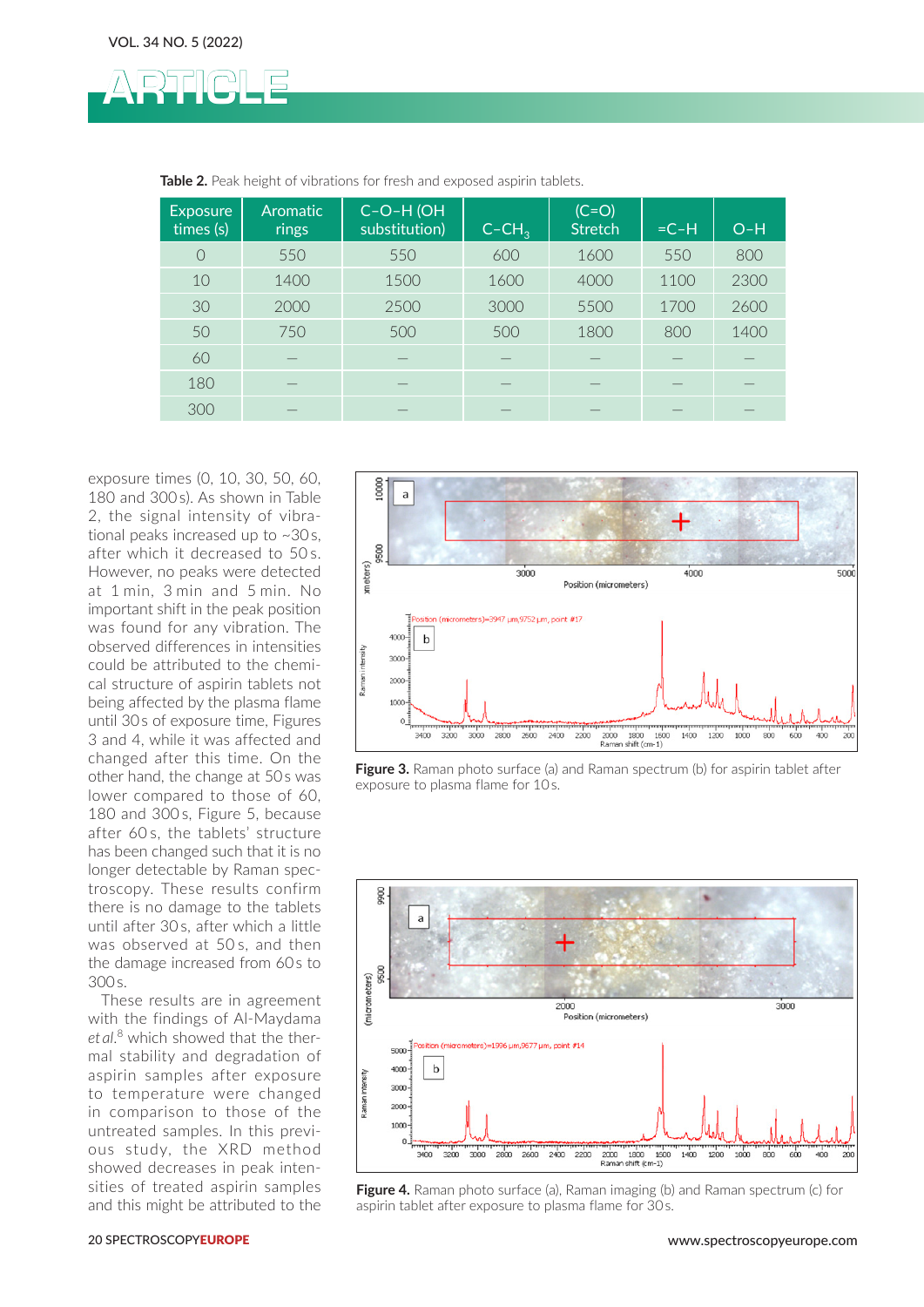**Table 2.** Peak height of vibrations for fresh and exposed aspirin tablets.

| Exposure times (s) | Aromatic rings | C–O–H (OH substitution) | C–$CH_3$ | (C=O) Stretch | =C–H | O–H |
|---|---|---|---|---|---|---|
| 0 | 550 | 550 | 600 | 1600 | 550 | 800 |
| 10 | 1400 | 1500 | 1600 | 4000 | 1100 | 2300 |
| 30 | 2000 | 2500 | 3000 | 5500 | 1700 | 2600 |
| 50 | 750 | 500 | 500 | 1800 | 800 | 1400 |
| 60 | – | – | – | – | – | – |
| 180 | – | – | – | – | – | – |
| 300 | – | – | – | – | – | – |

exposure times (0, 10, 30, 50, 60, 180 and 300 s). As shown in Table 2, the signal intensity of vibrational peaks increased up to ~30 s, after which it decreased to 50 s. However, no peaks were detected at 1 min, 3 min and 5 min. No important shift in the peak position was found for any vibration. The observed differences in intensities could be attributed to the chemical structure of aspirin tablets not being affected by the plasma flame until 30 s of exposure time, Figures 3 and 4, while it was affected and changed after this time. On the other hand, the change at 50 s was lower compared to those of 60, 180 and 300 s, Figure 5, because after 60 s, the tablets' structure has been changed such that it is no longer detectable by Raman spectroscopy. These results confirm there is no damage to the tablets until after 30 s, after which a little was observed at 50 s, and then the damage increased from 60 s to 300 s.

These results are in agreement with the findings of Al-Maydama *et al.*[8] which showed that the thermal stability and degradation of aspirin samples after exposure to temperature were changed in comparison to those of the untreated samples. In this previous study, the XRD method showed decreases in peak intensities of treated aspirin samples and this might be attributed to the

**Figure 3.** Raman photo surface (a) and Raman spectrum (b) for aspirin tablet after exposure to plasma flame for 10 s.

**Figure 4.** Raman photo surface (a), Raman imaging (b) and Raman spectrum (c) for aspirin tablet after exposure to plasma flame for 30 s.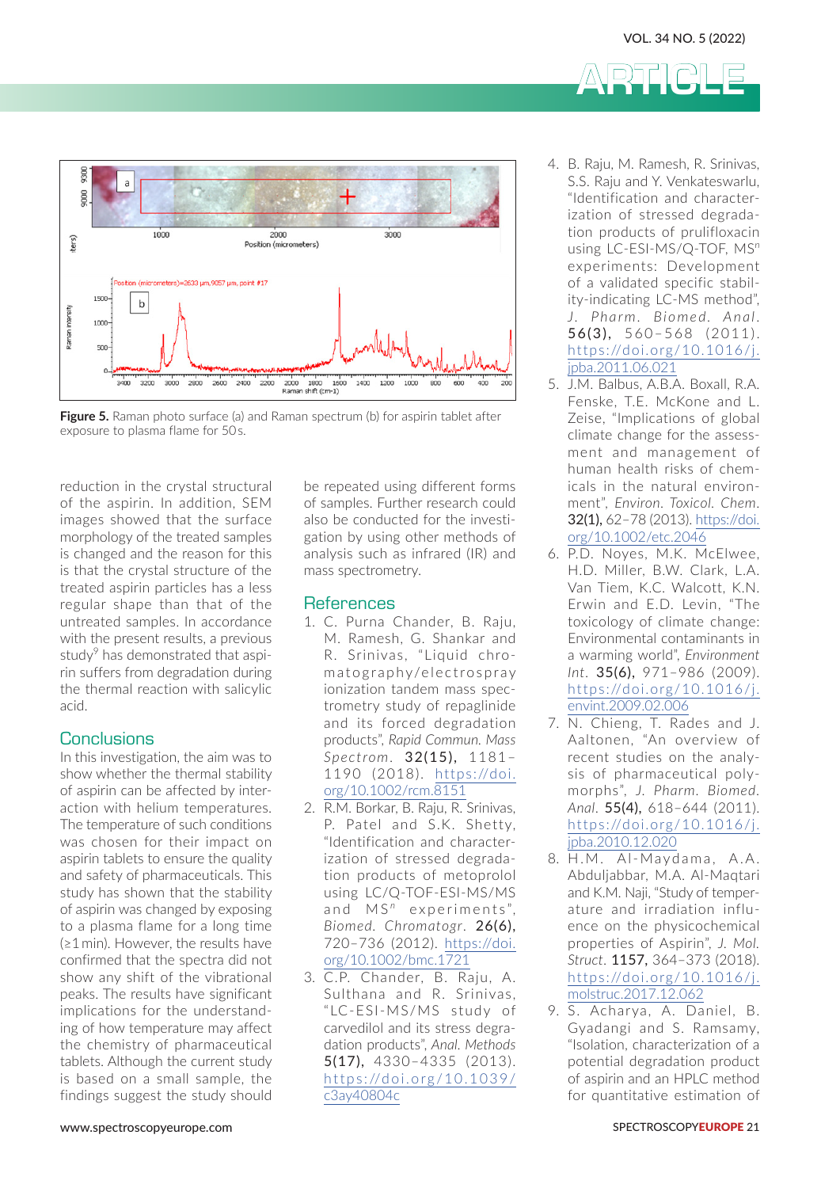**Figure 5.** Raman photo surface (a) and Raman spectrum (b) for aspirin tablet after exposure to plasma flame for 50 s.

reduction in the crystal structural of the aspirin. In addition, SEM images showed that the surface morphology of the treated samples is changed and the reason for this is that the crystal structure of the treated aspirin particles has a less regular shape than that of the untreated samples. In accordance with the present results, a previous study[9] has demonstrated that aspirin suffers from degradation during the thermal reaction with salicylic acid.

## Conclusions

In this investigation, the aim was to show whether the thermal stability of aspirin can be affected by interaction with helium temperatures. The temperature of such conditions was chosen for their impact on aspirin tablets to ensure the quality and safety of pharmaceuticals. This study has shown that the stability of aspirin was changed by exposing to a plasma flame for a long time (≥1 min). However, the results have confirmed that the spectra did not show any shift of the vibrational peaks. The results have significant implications for the understanding of how temperature may affect the chemistry of pharmaceutical tablets. Although the current study is based on a small sample, the findings suggest the study should be repeated using different forms of samples. Further research could also be conducted for the investigation by using other methods of analysis such as infrared (IR) and mass spectrometry.

## References

1. C. Purna Chander, B. Raju, M. Ramesh, G. Shankar and R. Srinivas, "Liquid chromatography/electrospray ionization tandem mass spectrometry study of repaglinide and its forced degradation products", *Rapid Commun. Mass Spectrom.* **32(15),** 1181–1190 (2018). https://doi.org/10.1002/rcm.8151
2. R.M. Borkar, B. Raju, R. Srinivas, P. Patel and S.K. Shetty, "Identification and characterization of stressed degradation products of metoprolol using LC/Q-TOF-ESI-MS/MS and MS$^n$ experiments", *Biomed. Chromatogr.* **26(6),** 720–736 (2012). https://doi.org/10.1002/bmc.1721
3. C.P. Chander, B. Raju, A. Sulthana and R. Srinivas, "LC-ESI-MS/MS study of carvedilol and its stress degradation products", *Anal. Methods* **5(17),** 4330–4335 (2013). https://doi.org/10.1039/c3ay40804c
4. B. Raju, M. Ramesh, R. Srinivas, S.S. Raju and Y. Venkateswarlu, "Identification and characterization of stressed degradation products of prulifloxacin using LC-ESI-MS/Q-TOF, MS$^n$ experiments: Development of a validated specific stability-indicating LC-MS method", *J. Pharm. Biomed. Anal.* **56(3),** 560–568 (2011). https://doi.org/10.1016/j.jpba.2011.06.021
5. J.M. Balbus, A.B.A. Boxall, R.A. Fenske, T.E. McKone and L. Zeise, "Implications of global climate change for the assessment and management of human health risks of chemicals in the natural environment", *Environ. Toxicol. Chem.* **32(1),** 62–78 (2013). https://doi.org/10.1002/etc.2046
6. P.D. Noyes, M.K. McElwee, H.D. Miller, B.W. Clark, L.A. Van Tiem, K.C. Walcott, K.N. Erwin and E.D. Levin, "The toxicology of climate change: Environmental contaminants in a warming world", *Environment Int.* **35(6),** 971–986 (2009). https://doi.org/10.1016/j.envint.2009.02.006
7. N. Chieng, T. Rades and J. Aaltonen, "An overview of recent studies on the analysis of pharmaceutical polymorphs", *J. Pharm. Biomed. Anal.* **55(4),** 618–644 (2011). https://doi.org/10.1016/j.jpba.2010.12.020
8. H.M. Al-Maydama, A.A. Abduljabbar, M.A. Al-Maqtari and K.M. Naji, "Study of temperature and irradiation influence on the physicochemical properties of Aspirin", *J. Mol. Struct.* **1157,** 364–373 (2018). https://doi.org/10.1016/j.molstruc.2017.12.062
9. S. Acharya, A. Daniel, B. Gyadangi and S. Ramsamy, "Isolation, characterization of a potential degradation product of aspirin and an HPLC method for quantitative estimation of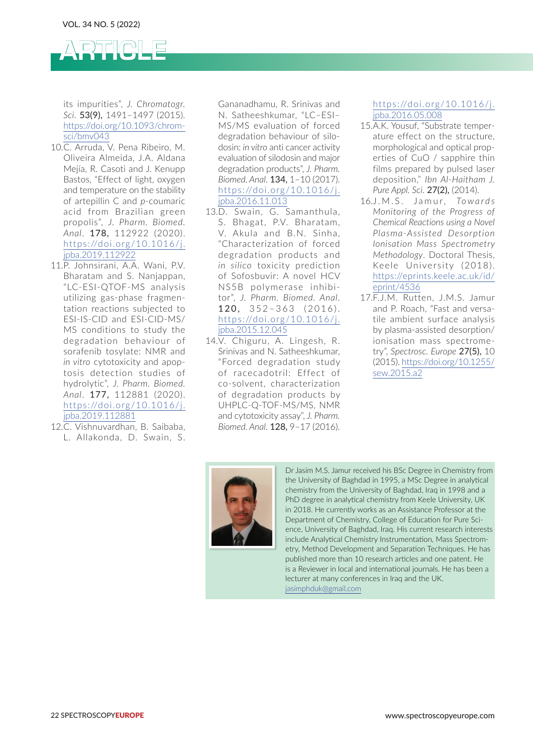its impurities", *J. Chromatogr. Sci.* **53(9),** 1491–1497 (2015). https://doi.org/10.1093/chromsci/bmv043

10. C. Arruda, V. Pena Ribeiro, M. Oliveira Almeida, J.A. Aldana Mejía, R. Casoti and J. Kenupp Bastos, "Effect of light, oxygen and temperature on the stability of artepillin C and *p*-coumaric acid from Brazilian green propolis", *J. Pharm. Biomed. Anal*. **178,** 112922 (2020). https://doi.org/10.1016/j.jpba.2019.112922
11. P. Johnsirani, A.A. Wani, P.V. Bharatam and S. Nanjappan, "LC-ESI-QTOF-MS analysis utilizing gas-phase fragmentation reactions subjected to ESI-IS-CID and ESI-CID-MS/MS conditions to study the degradation behaviour of sorafenib tosylate: NMR and *in vitro* cytotoxicity and apoptosis detection studies of hydrolytic", *J. Pharm. Biomed. Anal*. **177,** 112881 (2020). https://doi.org/10.1016/j.jpba.2019.112881
12. C. Vishnuvardhan, B. Saibaba, L. Allakonda, D. Swain, S. Gananadhamu, R. Srinivas and N. Satheeshkumar, "LC–ESI–MS/MS evaluation of forced degradation behaviour of silodosin: *in vitro* anti cancer activity evaluation of silodosin and major degradation products", *J. Pharm. Biomed. Anal.* **134,** 1–10 (2017). https://doi.org/10.1016/j.jpba.2016.11.013
13. D. Swain, G. Samanthula, S. Bhagat, P.V. Bharatam, V. Akula and B.N. Sinha, "Characterization of forced degradation products and *in silico* toxicity prediction of Sofosbuvir: A novel HCV NS5B polymerase inhibitor", *J. Pharm. Biomed. Anal.* **120,** 352–363 (2016). https://doi.org/10.1016/j.jpba.2015.12.045
14. V. Chiguru, A. Lingesh, R. Srinivas and N. Satheeshkumar, "Forced degradation study of racecadotril: Effect of co-solvent, characterization of degradation products by UHPLC-Q-TOF-MS/MS, NMR and cytotoxicity assay", *J. Pharm. Biomed. Anal.* **128,** 9–17 (2016). https://doi.org/10.1016/j.jpba.2016.05.008
15. A.K. Yousuf, "Substrate temperature effect on the structure, morphological and optical properties of CuO / sapphire thin films prepared by pulsed laser deposition," *Ibn Al-Haitham J. Pure Appl. Sci.* **27(2),** (2014).
16. J.M.S. Jamur, *Towards Monitoring of the Progress of Chemical Reactions using a Novel Plasma-Assisted Desorption Ionisation Mass Spectrometry Methodology*. Doctoral Thesis, Keele University (2018). https://eprints.keele.ac.uk/id/eprint/4536
17. F.J.M. Rutten, J.M.S. Jamur and P. Roach, "Fast and versatile ambient surface analysis by plasma-assisted desorption/ionisation mass spectrometry", *Spectrosc. Europe* **27(5),** 10 (2015). https://doi.org/10.1255/sew.2015.a2

Dr Jasim M.S. Jamur received his BSc Degree in Chemistry from the University of Baghdad in 1995, a MSc Degree in analytical chemistry from the University of Baghdad, Iraq in 1998 and a PhD degree in analytical chemistry from Keele University, UK in 2018. He currently works as an Assistance Professor at the Department of Chemistry, College of Education for Pure Science, University of Baghdad, Iraq. His current research interests include Analytical Chemistry Instrumentation, Mass Spectrometry, Method Development and Separation Techniques. He has published more than 10 research articles and one patent. He is a Reviewer in local and international journals. He has been a lecturer at many conferences in Iraq and the UK.
jasimphduk@gmail.com